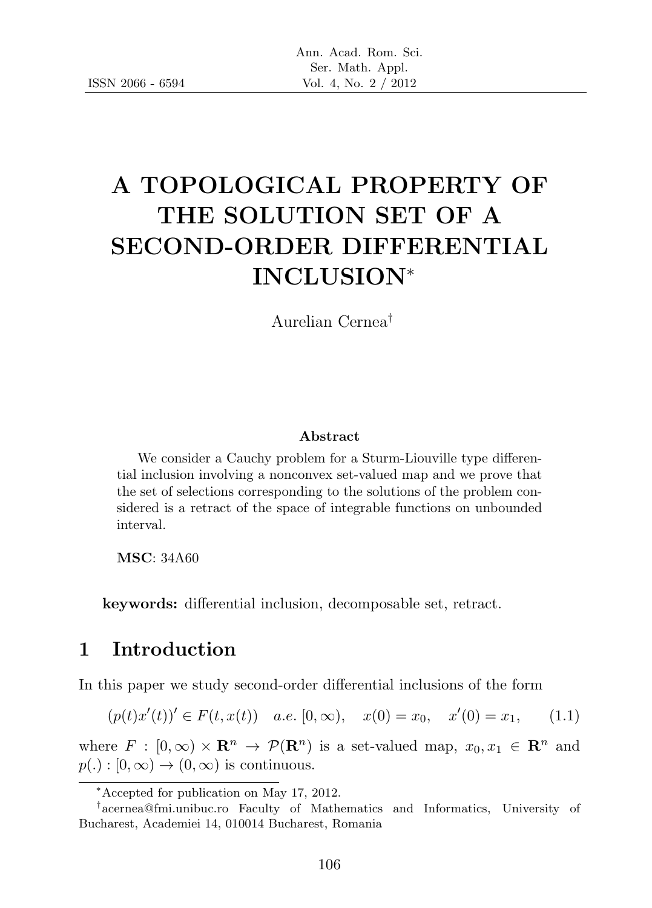# A TOPOLOGICAL PROPERTY OF THE SOLUTION SET OF A SECOND-ORDER DIFFERENTIAL INCLUSION*

Aurelian Cernea[†]

### Abstract

We consider a Cauchy problem for a Sturm-Liouville type differential inclusion involving a nonconvex set-valued map and we prove that the set of selections corresponding to the solutions of the problem considered is a retract of the space of integrable functions on unbounded interval.

**MSC**: 34A60

**keywords:** differential inclusion, decomposable set, retract.

## 1 Introduction

In this paper we study second-order differential inclusions of the form

$$(p(t)x'(t))' \in F(t, x(t)) \quad a.e.\ [0, \infty), \quad x(0) = x_0, \quad x'(0) = x_1, \qquad (1.1)$$

where $F : [0, \infty) \times \mathbf{R}^n \to \mathcal{P}(\mathbf{R}^n)$ is a set-valued map, $x_0, x_1 \in \mathbf{R}^n$ and $p(.) : [0, \infty) \to (0, \infty)$ is continuous.

---

*Accepted for publication on May 17, 2012.

[†]acernea@fmi.unibuc.ro Faculty of Mathematics and Informatics, University of Bucharest, Academiei 14, 010014 Bucharest, Romania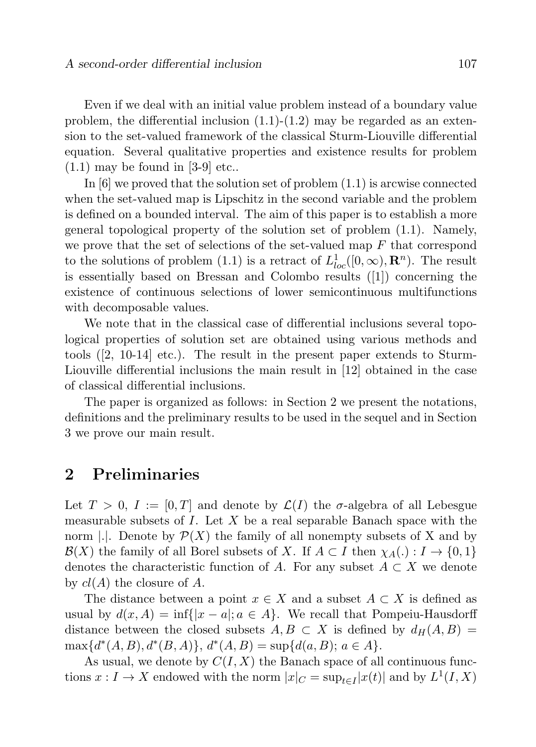Even if we deal with an initial value problem instead of a boundary value problem, the differential inclusion (1.1)-(1.2) may be regarded as an extension to the set-valued framework of the classical Sturm-Liouville differential equation. Several qualitative properties and existence results for problem (1.1) may be found in [3-9] etc..

In [6] we proved that the solution set of problem (1.1) is arcwise connected when the set-valued map is Lipschitz in the second variable and the problem is defined on a bounded interval. The aim of this paper is to establish a more general topological property of the solution set of problem (1.1). Namely, we prove that the set of selections of the set-valued map $F$ that correspond to the solutions of problem (1.1) is a retract of $L^1_{loc}([0,\infty),\mathbf{R}^n)$. The result is essentially based on Bressan and Colombo results ([1]) concerning the existence of continuous selections of lower semicontinuous multifunctions with decomposable values.

We note that in the classical case of differential inclusions several topological properties of solution set are obtained using various methods and tools ([2, 10-14] etc.). The result in the present paper extends to Sturm-Liouville differential inclusions the main result in [12] obtained in the case of classical differential inclusions.

The paper is organized as follows: in Section 2 we present the notations, definitions and the preliminary results to be used in the sequel and in Section 3 we prove our main result.

## 2 Preliminaries

Let $T > 0$, $I := [0,T]$ and denote by $\mathcal{L}(I)$ the $\sigma$-algebra of all Lebesgue measurable subsets of $I$. Let $X$ be a real separable Banach space with the norm $|.|$. Denote by $\mathcal{P}(X)$ the family of all nonempty subsets of X and by $\mathcal{B}(X)$ the family of all Borel subsets of $X$. If $A \subset I$ then $\chi_A(.) : I \to \{0,1\}$ denotes the characteristic function of $A$. For any subset $A \subset X$ we denote by $cl(A)$ the closure of $A$.

The distance between a point $x \in X$ and a subset $A \subset X$ is defined as usual by $d(x,A) = \inf\{|x-a|; a \in A\}$. We recall that Pompeiu-Hausdorff distance between the closed subsets $A, B \subset X$ is defined by $d_H(A,B) = \max\{d^*(A,B), d^*(B,A)\}$, $d^*(A,B) = \sup\{d(a,B);\, a \in A\}$.

As usual, we denote by $C(I,X)$ the Banach space of all continuous functions $x : I \to X$ endowed with the norm $|x|_C = \sup_{t\in I}|x(t)|$ and by $L^1(I,X)$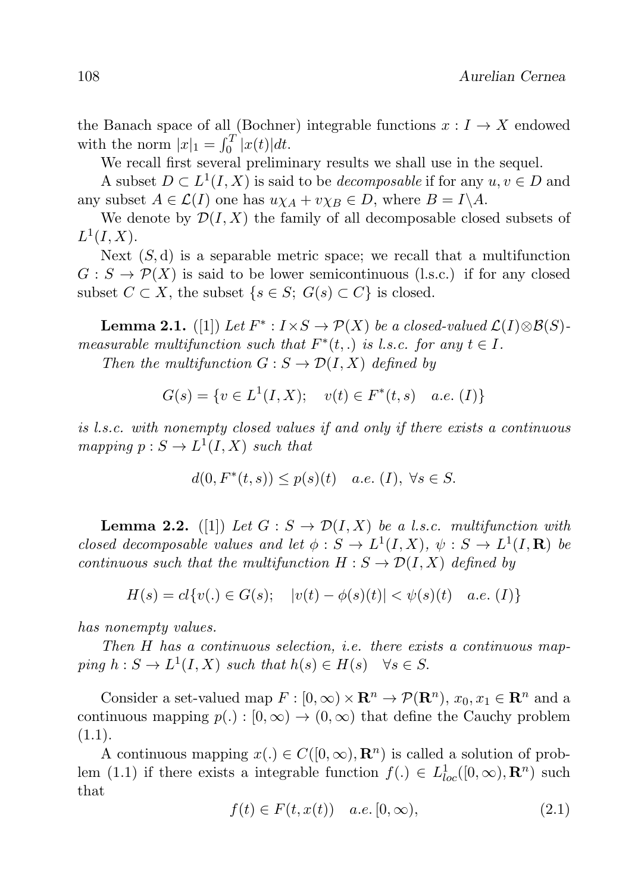the Banach space of all (Bochner) integrable functions $x : I \to X$ endowed with the norm $|x|_1 = \int_0^T |x(t)|dt$.

We recall first several preliminary results we shall use in the sequel.

A subset $D \subset L^1(I, X)$ is said to be *decomposable* if for any $u, v \in D$ and any subset $A \in \mathcal{L}(I)$ one has $u\chi_A + v\chi_B \in D$, where $B = I \backslash A$.

We denote by $\mathcal{D}(I, X)$ the family of all decomposable closed subsets of $L^1(I, X)$.

Next $(S, \mathrm{d})$ is a separable metric space; we recall that a multifunction $G : S \to \mathcal{P}(X)$ is said to be lower semicontinuous (l.s.c.) if for any closed subset $C \subset X$, the subset $\{s \in S;\ G(s) \subset C\}$ is closed.

**Lemma 2.1.** ([1]) *Let $F^* : I \times S \to \mathcal{P}(X)$ be a closed-valued $\mathcal{L}(I) \otimes \mathcal{B}(S)$-measurable multifunction such that $F^*(t, .)$ is l.s.c. for any $t \in I$.*

*Then the multifunction $G : S \to \mathcal{D}(I, X)$ defined by*

$$G(s) = \{v \in L^1(I, X); \quad v(t) \in F^*(t, s) \quad a.e.\ (I)\}$$

*is l.s.c. with nonempty closed values if and only if there exists a continuous mapping $p : S \to L^1(I, X)$ such that*

$$d(0, F^*(t, s)) \leq p(s)(t) \quad a.e.\ (I),\ \forall s \in S.$$

**Lemma 2.2.** ([1]) *Let $G : S \to \mathcal{D}(I, X)$ be a l.s.c. multifunction with closed decomposable values and let $\phi : S \to L^1(I, X)$, $\psi : S \to L^1(I, \mathbf{R})$ be continuous such that the multifunction $H : S \to \mathcal{D}(I, X)$ defined by*

$$H(s) = cl\{v(.) \in G(s); \quad |v(t) - \phi(s)(t)| < \psi(s)(t) \quad a.e.\ (I)\}$$

*has nonempty values.*

*Then $H$ has a continuous selection, i.e. there exists a continuous mapping $h : S \to L^1(I, X)$ such that $h(s) \in H(s) \quad \forall s \in S$.*

Consider a set-valued map $F : [0, \infty) \times \mathbf{R}^n \to \mathcal{P}(\mathbf{R}^n)$, $x_0, x_1 \in \mathbf{R}^n$ and a continuous mapping $p(.) : [0, \infty) \to (0, \infty)$ that define the Cauchy problem (1.1).

A continuous mapping $x(.) \in C([0, \infty), \mathbf{R}^n)$ is called a solution of problem (1.1) if there exists a integrable function $f(.) \in L^1_{loc}([0, \infty), \mathbf{R}^n)$ such that

$$f(t) \in F(t, x(t)) \quad a.e.\ [0, \infty), \tag{2.1}$$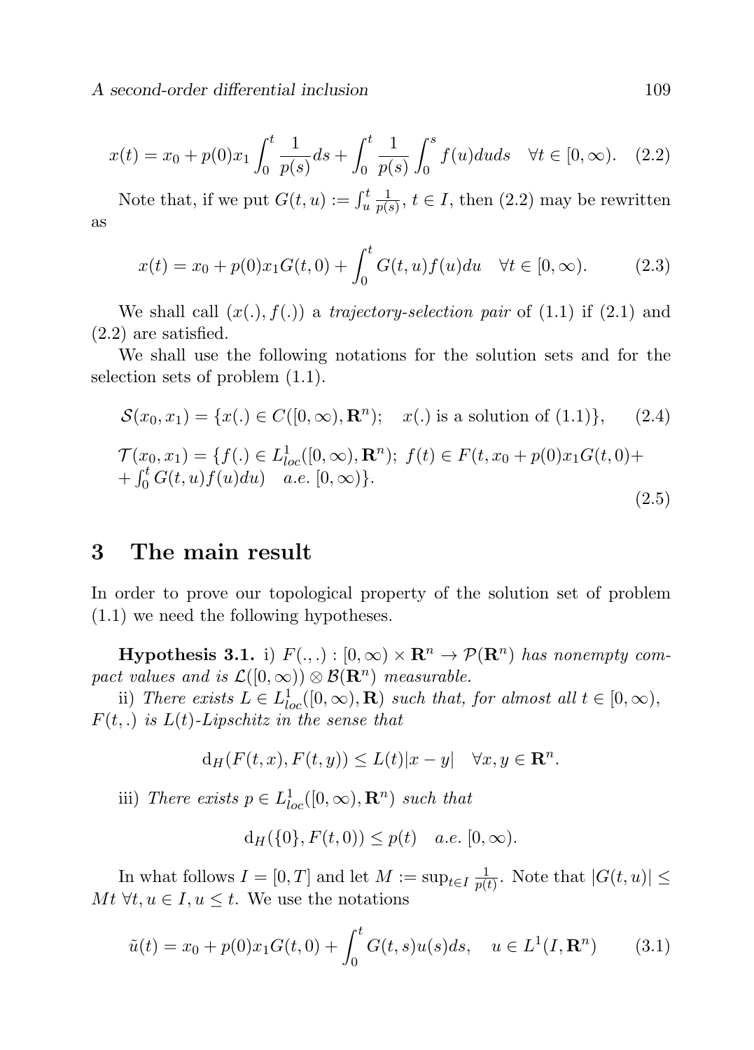$$x(t) = x_0 + p(0)x_1 \int_0^t \frac{1}{p(s)} ds + \int_0^t \frac{1}{p(s)} \int_0^s f(u) du ds \quad \forall t \in [0, \infty). \tag{2.2}$$

Note that, if we put $G(t,u) := \int_u^t \frac{1}{p(s)}$, $t \in I$, then (2.2) may be rewritten as

$$x(t) = x_0 + p(0)x_1 G(t,0) + \int_0^t G(t,u) f(u) du \quad \forall t \in [0, \infty). \tag{2.3}$$

We shall call $(x(.), f(.))$ a *trajectory-selection pair* of (1.1) if (2.1) and (2.2) are satisfied.

We shall use the following notations for the solution sets and for the selection sets of problem (1.1).

$$\mathcal{S}(x_0, x_1) = \{x(.) \in C([0,\infty), \mathbf{R}^n); \quad x(.) \text{ is a solution of (1.1)}\}, \tag{2.4}$$

$$\begin{aligned} \mathcal{T}(x_0, x_1) = \{&f(.) \in L^1_{loc}([0,\infty), \mathbf{R}^n);\ f(t) \in F(t, x_0 + p(0)x_1 G(t,0) + \\ &+ \textstyle\int_0^t G(t,u) f(u) du) \quad a.e.\ [0,\infty)\}. \end{aligned} \tag{2.5}$$

## 3 The main result

In order to prove our topological property of the solution set of problem (1.1) we need the following hypotheses.

**Hypothesis 3.1.** i) *$F(.,.) : [0,\infty) \times \mathbf{R}^n \to \mathcal{P}(\mathbf{R}^n)$ has nonempty compact values and is $\mathcal{L}([0,\infty)) \otimes \mathcal{B}(\mathbf{R}^n)$ measurable.*

ii) *There exists $L \in L^1_{loc}([0,\infty), \mathbf{R})$ such that, for almost all $t \in [0,\infty)$, $F(t,.)$ is $L(t)$-Lipschitz in the sense that*

$$\mathrm{d}_H(F(t,x), F(t,y)) \leq L(t)|x - y| \quad \forall x, y \in \mathbf{R}^n.$$

iii) *There exists $p \in L^1_{loc}([0,\infty), \mathbf{R}^n)$ such that*

$$\mathrm{d}_H(\{0\}, F(t,0)) \leq p(t) \quad a.e.\ [0,\infty).$$

In what follows $I = [0,T]$ and let $M := \sup_{t \in I} \frac{1}{p(t)}$. Note that $|G(t,u)| \leq Mt\ \forall t, u \in I, u \leq t$. We use the notations

$$\tilde{u}(t) = x_0 + p(0)x_1 G(t,0) + \int_0^t G(t,s) u(s) ds, \quad u \in L^1(I, \mathbf{R}^n) \tag{3.1}$$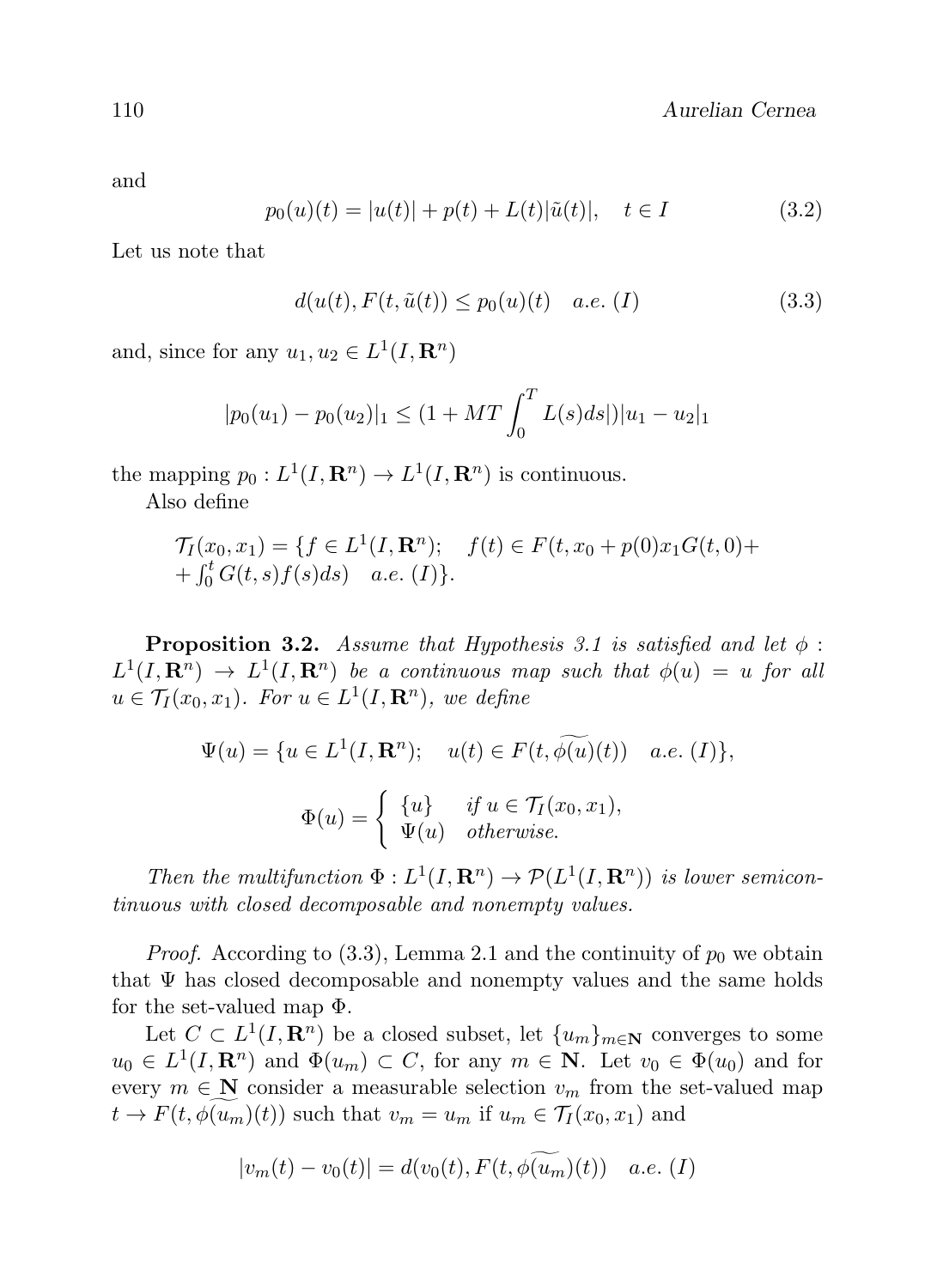and

$$p_0(u)(t) = |u(t)| + p(t) + L(t)|\tilde{u}(t)|, \quad t \in I \tag{3.2}$$

Let us note that

$$d(u(t), F(t, \tilde{u}(t)) \leq p_0(u)(t) \quad a.e.\ (I) \tag{3.3}$$

and, since for any $u_1, u_2 \in L^1(I, \mathbf{R}^n)$

$$|p_0(u_1) - p_0(u_2)|_1 \leq (1 + MT \int_0^T L(s)ds|)|u_1 - u_2|_1$$

the mapping $p_0 : L^1(I, \mathbf{R}^n) \to L^1(I, \mathbf{R}^n)$ is continuous.

Also define

$$\mathcal{T}_I(x_0, x_1) = \{f \in L^1(I, \mathbf{R}^n); \quad f(t) \in F(t, x_0 + p(0)x_1 G(t, 0) + \\ + \int_0^t G(t, s)f(s)ds) \quad a.e.\ (I)\}.$$

**Proposition 3.2.** *Assume that Hypothesis 3.1 is satisfied and let $\phi : L^1(I, \mathbf{R}^n) \to L^1(I, \mathbf{R}^n)$ be a continuous map such that $\phi(u) = u$ for all $u \in \mathcal{T}_I(x_0, x_1)$. For $u \in L^1(I, \mathbf{R}^n)$, we define*

$$\Psi(u) = \{u \in L^1(I, \mathbf{R}^n); \quad u(t) \in F(t, \widetilde{\phi(u)}(t)) \quad a.e.\ (I)\},$$

$$\Phi(u) = \begin{cases} \{u\} & \text{if } u \in \mathcal{T}_I(x_0, x_1), \\ \Psi(u) & \text{otherwise.} \end{cases}$$

*Then the multifunction $\Phi : L^1(I, \mathbf{R}^n) \to \mathcal{P}(L^1(I, \mathbf{R}^n))$ is lower semicontinuous with closed decomposable and nonempty values.*

*Proof.* According to (3.3), Lemma 2.1 and the continuity of $p_0$ we obtain that $\Psi$ has closed decomposable and nonempty values and the same holds for the set-valued map $\Phi$.

Let $C \subset L^1(I, \mathbf{R}^n)$ be a closed subset, let $\{u_m\}_{m \in \mathbf{N}}$ converges to some $u_0 \in L^1(I, \mathbf{R}^n)$ and $\Phi(u_m) \subset C$, for any $m \in \mathbf{N}$. Let $v_0 \in \Phi(u_0)$ and for every $m \in \mathbf{N}$ consider a measurable selection $v_m$ from the set-valued map $t \to F(t, \widetilde{\phi(u_m)}(t))$ such that $v_m = u_m$ if $u_m \in \mathcal{T}_I(x_0, x_1)$ and

$$|v_m(t) - v_0(t)| = d(v_0(t), F(t, \widetilde{\phi(u_m)}(t)) \quad a.e.\ (I)$$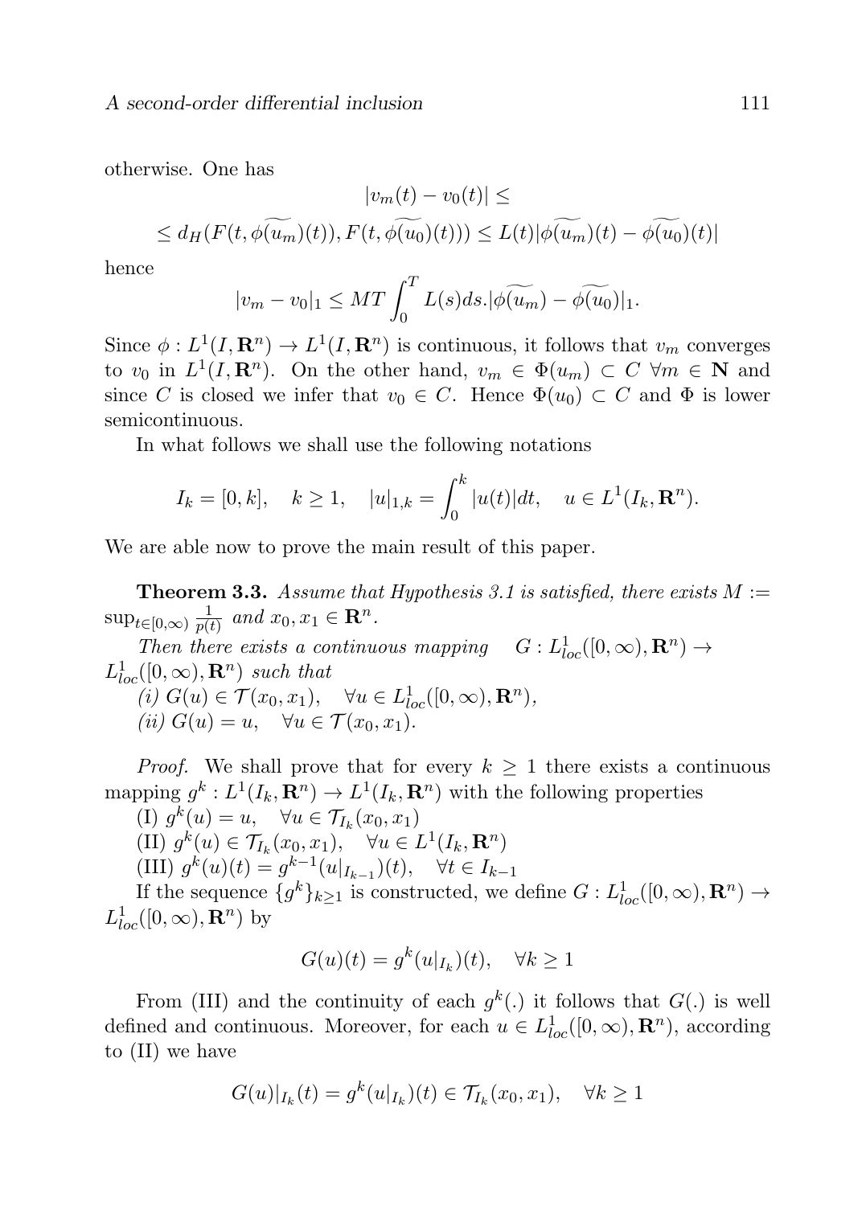otherwise. One has

$$|v_m(t) - v_0(t)| \leq$$

$$\leq d_H(F(t, \widetilde{\phi(u_m)}(t)), F(t, \widetilde{\phi(u_0)}(t))) \leq L(t)|\widetilde{\phi(u_m)}(t) - \widetilde{\phi(u_0)}(t)|$$

hence

$$|v_m - v_0|_1 \leq MT \int_0^T L(s)ds.|\widetilde{\phi(u_m)} - \widetilde{\phi(u_0)}|_1.$$

Since $\phi : L^1(I, \mathbf{R}^n) \to L^1(I, \mathbf{R}^n)$ is continuous, it follows that $v_m$ converges to $v_0$ in $L^1(I, \mathbf{R}^n)$. On the other hand, $v_m \in \Phi(u_m) \subset C \ \forall m \in \mathbf{N}$ and since $C$ is closed we infer that $v_0 \in C$. Hence $\Phi(u_0) \subset C$ and $\Phi$ is lower semicontinuous.

In what follows we shall use the following notations

$$I_k = [0, k], \quad k \geq 1, \quad |u|_{1,k} = \int_0^k |u(t)|dt, \quad u \in L^1(I_k, \mathbf{R}^n).$$

We are able now to prove the main result of this paper.

**Theorem 3.3.** *Assume that Hypothesis 3.1 is satisfied, there exists* $M := \sup_{t \in [0,\infty)} \frac{1}{p(t)}$ *and* $x_0, x_1 \in \mathbf{R}^n$.

*Then there exists a continuous mapping* $G : L^1_{loc}([0,\infty), \mathbf{R}^n) \to L^1_{loc}([0,\infty), \mathbf{R}^n)$ *such that*

*(i)* $G(u) \in \mathcal{T}(x_0, x_1), \quad \forall u \in L^1_{loc}([0,\infty), \mathbf{R}^n)$,

*(ii)* $G(u) = u, \quad \forall u \in \mathcal{T}(x_0, x_1)$.

*Proof.* We shall prove that for every $k \geq 1$ there exists a continuous mapping $g^k : L^1(I_k, \mathbf{R}^n) \to L^1(I_k, \mathbf{R}^n)$ with the following properties

(I) $g^k(u) = u, \quad \forall u \in \mathcal{T}_{I_k}(x_0, x_1)$

(II) $g^k(u) \in \mathcal{T}_{I_k}(x_0, x_1), \quad \forall u \in L^1(I_k, \mathbf{R}^n)$

(III) $g^k(u)(t) = g^{k-1}(u|_{I_{k-1}})(t), \quad \forall t \in I_{k-1}$

If the sequence $\{g^k\}_{k \geq 1}$ is constructed, we define $G : L^1_{loc}([0,\infty), \mathbf{R}^n) \to L^1_{loc}([0,\infty), \mathbf{R}^n)$ by

$$G(u)(t) = g^k(u|_{I_k})(t), \quad \forall k \geq 1$$

From (III) and the continuity of each $g^k(.)$ it follows that $G(.)$ is well defined and continuous. Moreover, for each $u \in L^1_{loc}([0,\infty), \mathbf{R}^n)$, according to (II) we have

$$G(u)|_{I_k}(t) = g^k(u|_{I_k})(t) \in \mathcal{T}_{I_k}(x_0, x_1), \quad \forall k \geq 1$$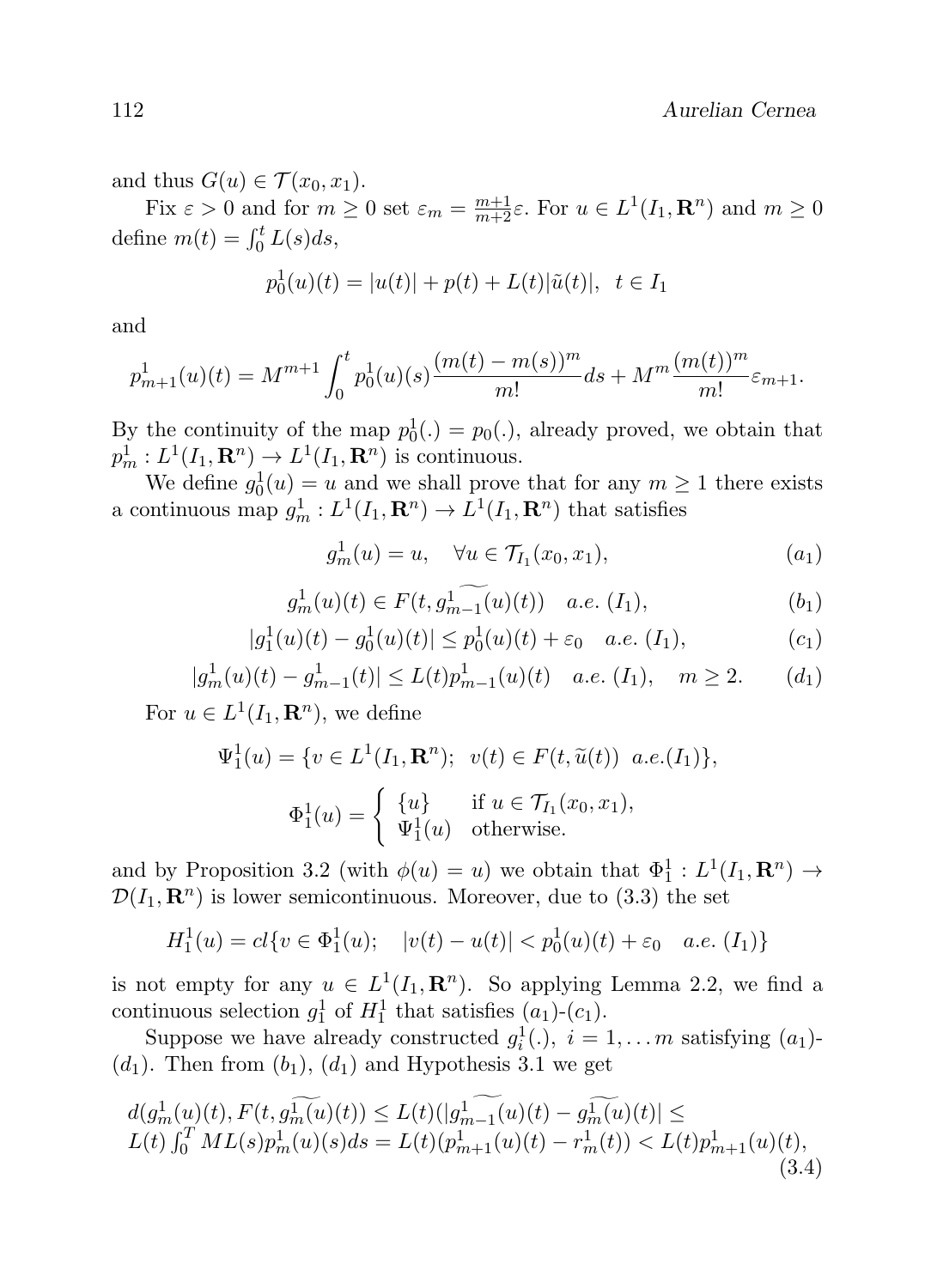and thus $G(u) \in \mathcal{T}(x_0, x_1)$.

Fix $\varepsilon > 0$ and for $m \geq 0$ set $\varepsilon_m = \frac{m+1}{m+2}\varepsilon$. For $u \in L^1(I_1, \mathbf{R}^n)$ and $m \geq 0$ define $m(t) = \int_0^t L(s)ds$,

$$p_0^1(u)(t) = |u(t)| + p(t) + L(t)|\tilde{u}(t)|, \quad t \in I_1$$

and

$$p_{m+1}^1(u)(t) = M^{m+1} \int_0^t p_0^1(u)(s) \frac{(m(t) - m(s))^m}{m!} ds + M^m \frac{(m(t))^m}{m!} \varepsilon_{m+1}.$$

By the continuity of the map $p_0^1(.) = p_0(.)$, already proved, we obtain that $p_m^1 : L^1(I_1, \mathbf{R}^n) \to L^1(I_1, \mathbf{R}^n)$ is continuous.

We define $g_0^1(u) = u$ and we shall prove that for any $m \geq 1$ there exists a continuous map $g_m^1 : L^1(I_1, \mathbf{R}^n) \to L^1(I_1, \mathbf{R}^n)$ that satisfies

$$g_m^1(u) = u, \quad \forall u \in \mathcal{T}_{I_1}(x_0, x_1), \tag{$a_1$}$$

$$g_m^1(u)(t) \in F(t, \widetilde{g_{m-1}^1(u)}(t)) \quad a.e. \ (I_1), \tag{$b_1$}$$

$$|g_1^1(u)(t) - g_0^1(u)(t)| \leq p_0^1(u)(t) + \varepsilon_0 \quad a.e. \ (I_1), \tag{$c_1$}$$

$$|g_m^1(u)(t) - g_{m-1}^1(t)| \leq L(t) p_{m-1}^1(u)(t) \quad a.e. \ (I_1), \quad m \geq 2. \tag{$d_1$}$$

For $u \in L^1(I_1, \mathbf{R}^n)$, we define

$$\Psi_1^1(u) = \{v \in L^1(I_1, \mathbf{R}^n); \ \ v(t) \in F(t, \widetilde{u}(t)) \ \ a.e.(I_1)\},$$

$$\Phi_1^1(u) = \begin{cases} \{u\} & \text{if } u \in \mathcal{T}_{I_1}(x_0, x_1), \\ \Psi_1^1(u) & \text{otherwise.} \end{cases}$$

and by Proposition 3.2 (with $\phi(u) = u$) we obtain that $\Phi_1^1 : L^1(I_1, \mathbf{R}^n) \to \mathcal{D}(I_1, \mathbf{R}^n)$ is lower semicontinuous. Moreover, due to (3.3) the set

$$H_1^1(u) = cl\{v \in \Phi_1^1(u); \quad |v(t) - u(t)| < p_0^1(u)(t) + \varepsilon_0 \quad a.e. \ (I_1)\}$$

is not empty for any $u \in L^1(I_1, \mathbf{R}^n)$. So applying Lemma 2.2, we find a continuous selection $g_1^1$ of $H_1^1$ that satisfies $(a_1)$-$(c_1)$.

Suppose we have already constructed $g_i^1(.)$, $i = 1, \ldots m$ satisfying $(a_1)$-$(d_1)$. Then from $(b_1)$, $(d_1)$ and Hypothesis 3.1 we get

$$\begin{aligned} &d(g_m^1(u)(t), F(t, \widetilde{g_m^1(u)}(t)) \leq L(t)(|\widetilde{g_{m-1}^1}(u)(t) - \widetilde{g_m^1(u)}(t)| \leq \\ &L(t) \int_0^T M L(s) p_m^1(u)(s) ds = L(t)(p_{m+1}^1(u)(t) - r_m^1(t)) < L(t) p_{m+1}^1(u)(t), \end{aligned} \tag{3.4}$$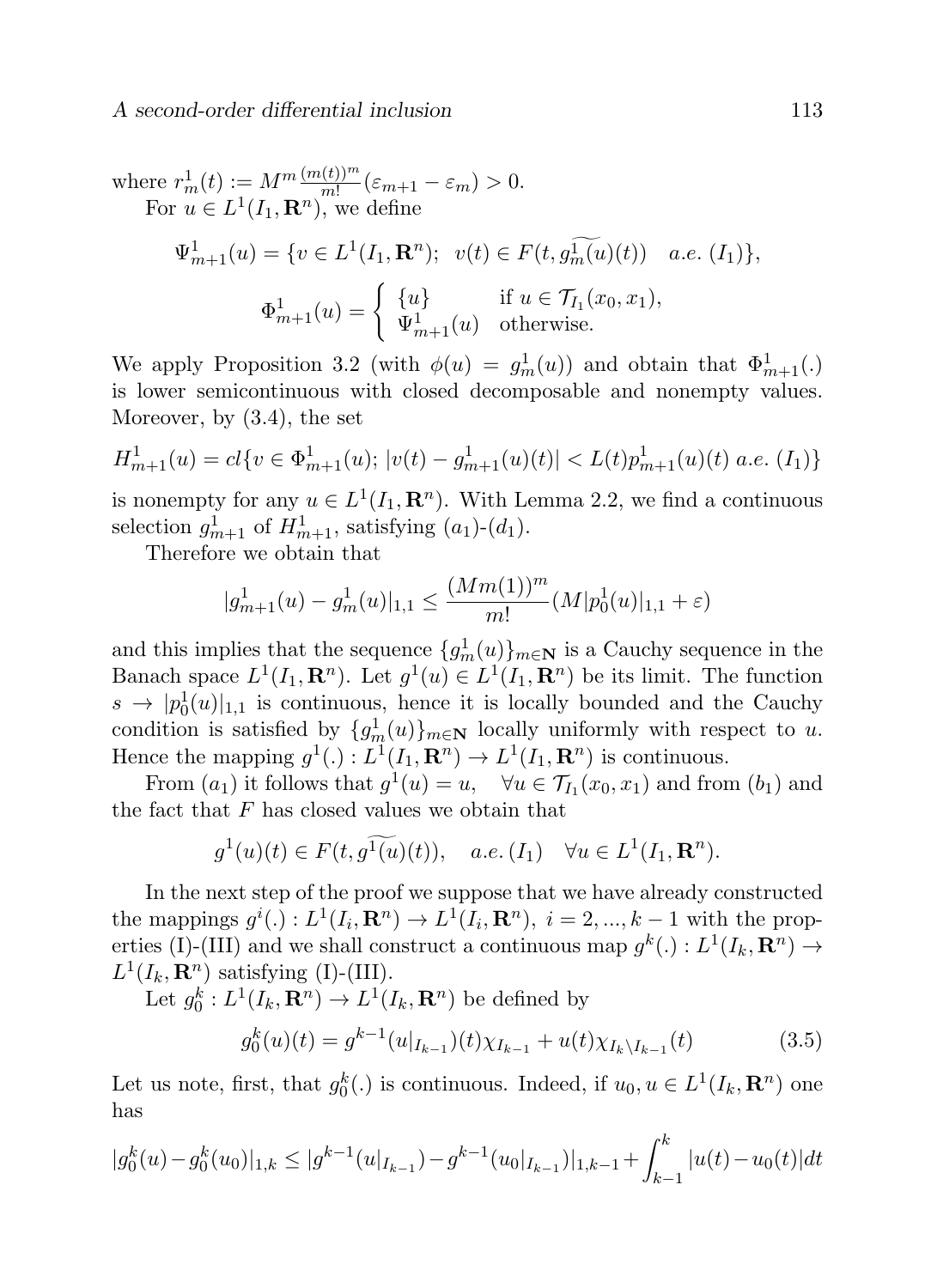where $r^1_m(t) := M^m \frac{(m(t))^m}{m!}(\varepsilon_{m+1} - \varepsilon_m) > 0$.

For $u \in L^1(I_1, \mathbf{R}^n)$, we define

$$\Psi^1_{m+1}(u) = \{v \in L^1(I_1, \mathbf{R}^n);\ \ v(t) \in F(t, \widetilde{g^1_m(u)}(t)) \quad a.e.\ (I_1)\},$$

$$\Phi^1_{m+1}(u) = \begin{cases} \{u\} & \text{if } u \in \mathcal{T}_{I_1}(x_0, x_1), \\ \Psi^1_{m+1}(u) & \text{otherwise.} \end{cases}$$

We apply Proposition 3.2 (with $\phi(u) = g^1_m(u)$) and obtain that $\Phi^1_{m+1}(.)$ is lower semicontinuous with closed decomposable and nonempty values. Moreover, by (3.4), the set

$$H^1_{m+1}(u) = cl\{v \in \Phi^1_{m+1}(u);\ |v(t) - g^1_{m+1}(u)(t)| < L(t)p^1_{m+1}(u)(t)\ a.e.\ (I_1)\}$$

is nonempty for any $u \in L^1(I_1, \mathbf{R}^n)$. With Lemma 2.2, we find a continuous selection $g^1_{m+1}$ of $H^1_{m+1}$, satisfying $(a_1)$-$(d_1)$.

Therefore we obtain that

$$|g^1_{m+1}(u) - g^1_m(u)|_{1,1} \le \frac{(Mm(1))^m}{m!}(M|p^1_0(u)|_{1,1} + \varepsilon)$$

and this implies that the sequence $\{g^1_m(u)\}_{m \in \mathbf{N}}$ is a Cauchy sequence in the Banach space $L^1(I_1, \mathbf{R}^n)$. Let $g^1(u) \in L^1(I_1, \mathbf{R}^n)$ be its limit. The function $s \to |p^1_0(u)|_{1,1}$ is continuous, hence it is locally bounded and the Cauchy condition is satisfied by $\{g^1_m(u)\}_{m \in \mathbf{N}}$ locally uniformly with respect to $u$. Hence the mapping $g^1(.) : L^1(I_1, \mathbf{R}^n) \to L^1(I_1, \mathbf{R}^n)$ is continuous.

From $(a_1)$ it follows that $g^1(u) = u, \quad \forall u \in \mathcal{T}_{I_1}(x_0, x_1)$ and from $(b_1)$ and the fact that $F$ has closed values we obtain that

$$g^1(u)(t) \in F(t, \widetilde{g^1(u)}(t)), \quad a.e.\,(I_1) \quad \forall u \in L^1(I_1, \mathbf{R}^n).$$

In the next step of the proof we suppose that we have already constructed the mappings $g^i(.) : L^1(I_i, \mathbf{R}^n) \to L^1(I_i, \mathbf{R}^n),\ i = 2, ..., k-1$ with the properties (I)-(III) and we shall construct a continuous map $g^k(.) : L^1(I_k, \mathbf{R}^n) \to L^1(I_k, \mathbf{R}^n)$ satisfying (I)-(III).

Let $g^k_0 : L^1(I_k, \mathbf{R}^n) \to L^1(I_k, \mathbf{R}^n)$ be defined by

$$g^k_0(u)(t) = g^{k-1}(u|_{I_{k-1}})(t)\chi_{I_{k-1}} + u(t)\chi_{I_k \setminus I_{k-1}}(t) \tag{3.5}$$

Let us note, first, that $g^k_0(.)$ is continuous. Indeed, if $u_0, u \in L^1(I_k, \mathbf{R}^n)$ one has

$$|g^k_0(u) - g^k_0(u_0)|_{1,k} \le |g^{k-1}(u|_{I_{k-1}}) - g^{k-1}(u_0|_{I_{k-1}})|_{1,k-1} + \int_{k-1}^{k} |u(t) - u_0(t)|dt$$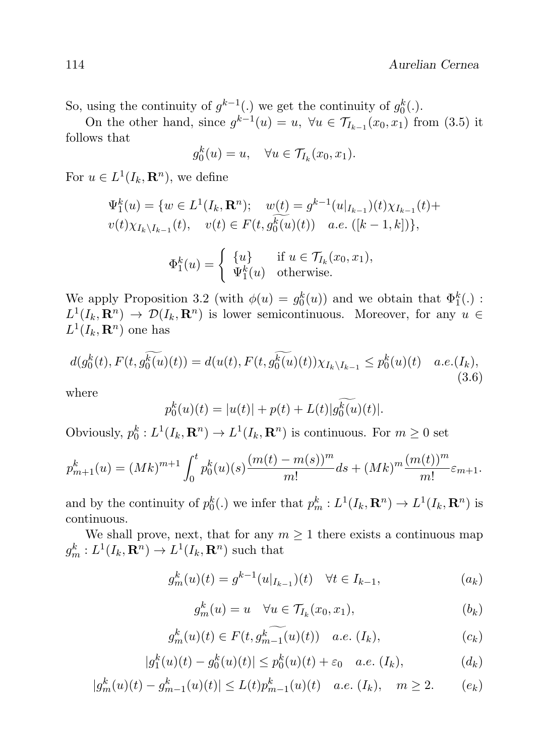So, using the continuity of $g^{k-1}(.)$ we get the continuity of $g_0^k(.)$.

On the other hand, since $g^{k-1}(u) = u$, $\forall u \in \mathcal{T}_{I_{k-1}}(x_0, x_1)$ from (3.5) it follows that

$$g_0^k(u) = u, \quad \forall u \in \mathcal{T}_{I_k}(x_0, x_1).$$

For $u \in L^1(I_k, \mathbf{R}^n)$, we define

$$\Psi_1^k(u) = \{w \in L^1(I_k, \mathbf{R}^n); \quad w(t) = g^{k-1}(u|_{I_{k-1}})(t)\chi_{I_{k-1}}(t) + v(t)\chi_{I_k \setminus I_{k-1}}(t), \quad v(t) \in F(t, \widetilde{g_0^k(u)}(t)) \quad a.e. \ ([k-1, k])\},$$

$$\Phi_1^k(u) = \begin{cases} \{u\} & \text{if } u \in \mathcal{T}_{I_k}(x_0, x_1), \\ \Psi_1^k(u) & \text{otherwise.} \end{cases}$$

We apply Proposition 3.2 (with $\phi(u) = g_0^k(u)$) and we obtain that $\Phi_1^k(.) : L^1(I_k, \mathbf{R}^n) \to \mathcal{D}(I_k, \mathbf{R}^n)$ is lower semicontinuous. Moreover, for any $u \in L^1(I_k, \mathbf{R}^n)$ one has

$$d(g_0^k(t), F(t, \widetilde{g_0^k(u)}(t)) = d(u(t), F(t, \widetilde{g_0^k(u)}(t))\chi_{I_k \setminus I_{k-1}} \leq p_0^k(u)(t) \quad a.e.(I_k), \tag{3.6}$$

where

$$p_0^k(u)(t) = |u(t)| + p(t) + L(t)|\widetilde{g_0^k(u)}(t)|.$$

Obviously, $p_0^k : L^1(I_k, \mathbf{R}^n) \to L^1(I_k, \mathbf{R}^n)$ is continuous. For $m \geq 0$ set

$$p_{m+1}^k(u) = (Mk)^{m+1} \int_0^t p_0^k(u)(s) \frac{(m(t) - m(s))^m}{m!} ds + (Mk)^m \frac{(m(t))^m}{m!} \varepsilon_{m+1}.$$

and by the continuity of $p_0^k(.)$ we infer that $p_m^k : L^1(I_k, \mathbf{R}^n) \to L^1(I_k, \mathbf{R}^n)$ is continuous.

We shall prove, next, that for any $m \geq 1$ there exists a continuous map $g_m^k : L^1(I_k, \mathbf{R}^n) \to L^1(I_k, \mathbf{R}^n)$ such that

$$g_m^k(u)(t) = g^{k-1}(u|_{I_{k-1}})(t) \quad \forall t \in I_{k-1}, \tag{$a_k$}$$

$$g_m^k(u) = u \quad \forall u \in \mathcal{T}_{I_k}(x_0, x_1), \tag{$b_k$}$$

$$g_m^k(u)(t) \in F(t, \widetilde{g_{m-1}^k}(u)(t)) \quad a.e. \ (I_k), \tag{$c_k$}$$

$$|g_1^k(u)(t) - g_0^k(u)(t)| \leq p_0^k(u)(t) + \varepsilon_0 \quad a.e. \ (I_k), \tag{$d_k$}$$

$$|g_m^k(u)(t) - g_{m-1}^k(u)(t)| \leq L(t) p_{m-1}^k(u)(t) \quad a.e. \ (I_k), \quad m \geq 2. \tag{$e_k$}$$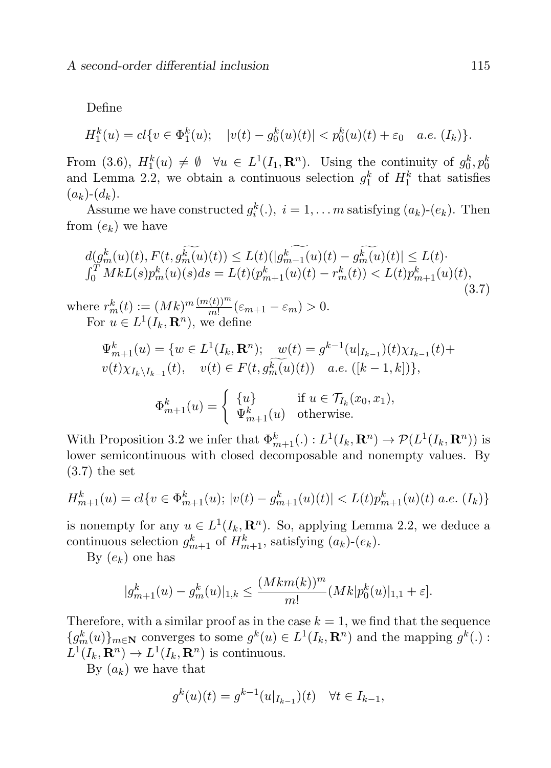Define

$$H_1^k(u) = cl\{v \in \Phi_1^k(u); \quad |v(t) - g_0^k(u)(t)| < p_0^k(u)(t) + \varepsilon_0 \quad a.e.\ (I_k)\}.$$

From (3.6), $H_1^k(u) \neq \emptyset \quad \forall u \in L^1(I_1, \mathbf{R}^n)$. Using the continuity of $g_0^k, p_0^k$ and Lemma 2.2, we obtain a continuous selection $g_1^k$ of $H_1^k$ that satisfies $(a_k)$-$(d_k)$.

Assume we have constructed $g_i^k(.),\ i = 1, \ldots m$ satisfying $(a_k)$-$(e_k)$. Then from $(e_k)$ we have

$$\begin{aligned} &d(g_m^k(u)(t), F(t, \widetilde{g_m^k(u)}(t)) \leq L(t)(|\widetilde{g_{m-1}^k}(u)(t) - \widetilde{g_m^k(u)}(t)| \leq L(t)\cdot \\ &\int_0^T MkL(s)p_m^k(u)(s)ds = L(t)(p_{m+1}^k(u)(t) - r_m^k(t)) < L(t)p_{m+1}^k(u)(t), \end{aligned} \tag{3.7}$$

where $r_m^k(t) := (Mk)^m \frac{(m(t))^m}{m!}(\varepsilon_{m+1} - \varepsilon_m) > 0$.

For $u \in L^1(I_k, \mathbf{R}^n)$, we define

$$\begin{aligned} &\Psi_{m+1}^k(u) = \{w \in L^1(I_k, \mathbf{R}^n); \quad w(t) = g^{k-1}(u|_{I_{k-1}})(t)\chi_{I_{k-1}}(t) + \\ &v(t)\chi_{I_k \setminus I_{k-1}}(t), \quad v(t) \in F(t, \widetilde{g_m^k(u)}(t)) \quad a.e.\ ([k-1, k])\}, \end{aligned}$$

$$\Phi_{m+1}^k(u) = \begin{cases} \{u\} & \text{if } u \in \mathcal{T}_{I_k}(x_0, x_1), \\ \Psi_{m+1}^k(u) & \text{otherwise.} \end{cases}$$

With Proposition 3.2 we infer that $\Phi_{m+1}^k(.) : L^1(I_k, \mathbf{R}^n) \to \mathcal{P}(L^1(I_k, \mathbf{R}^n))$ is lower semicontinuous with closed decomposable and nonempty values. By (3.7) the set

$$H_{m+1}^k(u) = cl\{v \in \Phi_{m+1}^k(u); |v(t) - g_{m+1}^k(u)(t)| < L(t)p_{m+1}^k(u)(t)\ a.e.\ (I_k)\}$$

is nonempty for any $u \in L^1(I_k, \mathbf{R}^n)$. So, applying Lemma 2.2, we deduce a continuous selection $g_{m+1}^k$ of $H_{m+1}^k$, satisfying $(a_k)$-$(e_k)$.

By $(e_k)$ one has

$$|g_{m+1}^k(u) - g_m^k(u)|_{1,k} \leq \frac{(Mkm(k))^m}{m!}(Mk|p_0^k(u)|_{1,1} + \varepsilon].$$

Therefore, with a similar proof as in the case $k = 1$, we find that the sequence $\{g_m^k(u)\}_{m \in \mathbf{N}}$ converges to some $g^k(u) \in L^1(I_k, \mathbf{R}^n)$ and the mapping $g^k(.) : L^1(I_k, \mathbf{R}^n) \to L^1(I_k, \mathbf{R}^n)$ is continuous.

By $(a_k)$ we have that

$$g^k(u)(t) = g^{k-1}(u|_{I_{k-1}})(t) \quad \forall t \in I_{k-1},$$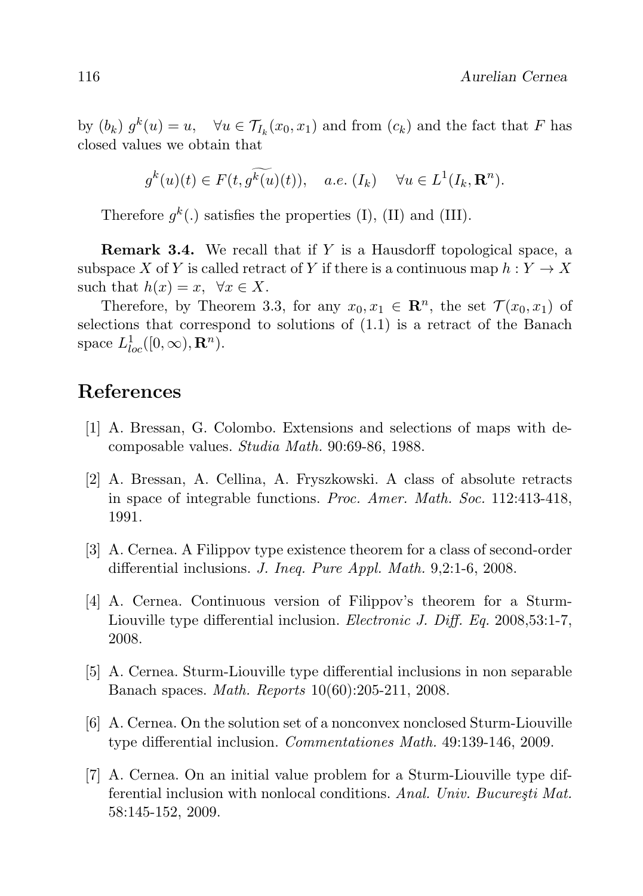by $(b_k)$ $g^k(u) = u, \quad \forall u \in \mathcal{T}_{I_k}(x_0, x_1)$ and from $(c_k)$ and the fact that $F$ has closed values we obtain that

$$g^k(u)(t) \in F(t, \widetilde{g^k(u)}(t)), \quad a.e.\ (I_k) \quad \forall u \in L^1(I_k, \mathbf{R}^n).$$

Therefore $g^k(.)$ satisfies the properties (I), (II) and (III).

**Remark 3.4.** We recall that if $Y$ is a Hausdorff topological space, a subspace $X$ of $Y$ is called retract of $Y$ if there is a continuous map $h : Y \to X$ such that $h(x) = x, \ \forall x \in X$.

Therefore, by Theorem 3.3, for any $x_0, x_1 \in \mathbf{R}^n$, the set $\mathcal{T}(x_0, x_1)$ of selections that correspond to solutions of (1.1) is a retract of the Banach space $L^1_{loc}([0, \infty), \mathbf{R}^n)$.

## References

[1] A. Bressan, G. Colombo. Extensions and selections of maps with decomposable values. *Studia Math.* 90:69-86, 1988.

[2] A. Bressan, A. Cellina, A. Fryszkowski. A class of absolute retracts in space of integrable functions. *Proc. Amer. Math. Soc.* 112:413-418, 1991.

[3] A. Cernea. A Filippov type existence theorem for a class of second-order differential inclusions. *J. Ineq. Pure Appl. Math.* 9,2:1-6, 2008.

[4] A. Cernea. Continuous version of Filippov's theorem for a Sturm-Liouville type differential inclusion. *Electronic J. Diff. Eq.* 2008,53:1-7, 2008.

[5] A. Cernea. Sturm-Liouville type differential inclusions in non separable Banach spaces. *Math. Reports* 10(60):205-211, 2008.

[6] A. Cernea. On the solution set of a nonconvex nonclosed Sturm-Liouville type differential inclusion. *Commentationes Math.* 49:139-146, 2009.

[7] A. Cernea. On an initial value problem for a Sturm-Liouville type differential inclusion with nonlocal conditions. *Anal. Univ. Bucureşti Mat.* 58:145-152, 2009.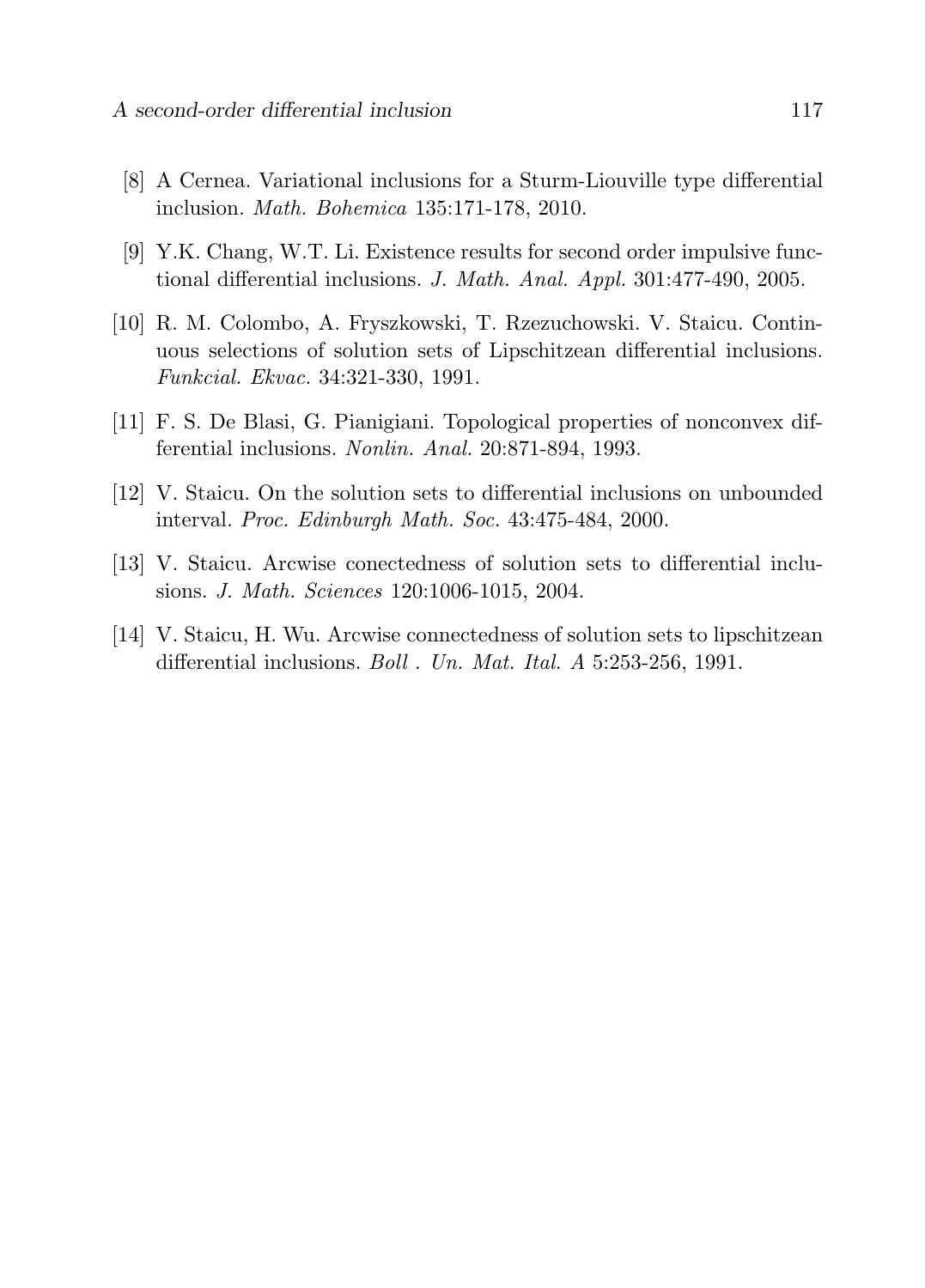[8] A Cernea. Variational inclusions for a Sturm-Liouville type differential inclusion. *Math. Bohemica* 135:171-178, 2010.

[9] Y.K. Chang, W.T. Li. Existence results for second order impulsive functional differential inclusions. *J. Math. Anal. Appl.* 301:477-490, 2005.

[10] R. M. Colombo, A. Fryszkowski, T. Rzezuchowski. V. Staicu. Continuous selections of solution sets of Lipschitzean differential inclusions. *Funkcial. Ekvac.* 34:321-330, 1991.

[11] F. S. De Blasi, G. Pianigiani. Topological properties of nonconvex differential inclusions. *Nonlin. Anal.* 20:871-894, 1993.

[12] V. Staicu. On the solution sets to differential inclusions on unbounded interval. *Proc. Edinburgh Math. Soc.* 43:475-484, 2000.

[13] V. Staicu. Arcwise conectedness of solution sets to differential inclusions. *J. Math. Sciences* 120:1006-1015, 2004.

[14] V. Staicu, H. Wu. Arcwise connectedness of solution sets to lipschitzean differential inclusions. *Boll . Un. Mat. Ital. A* 5:253-256, 1991.